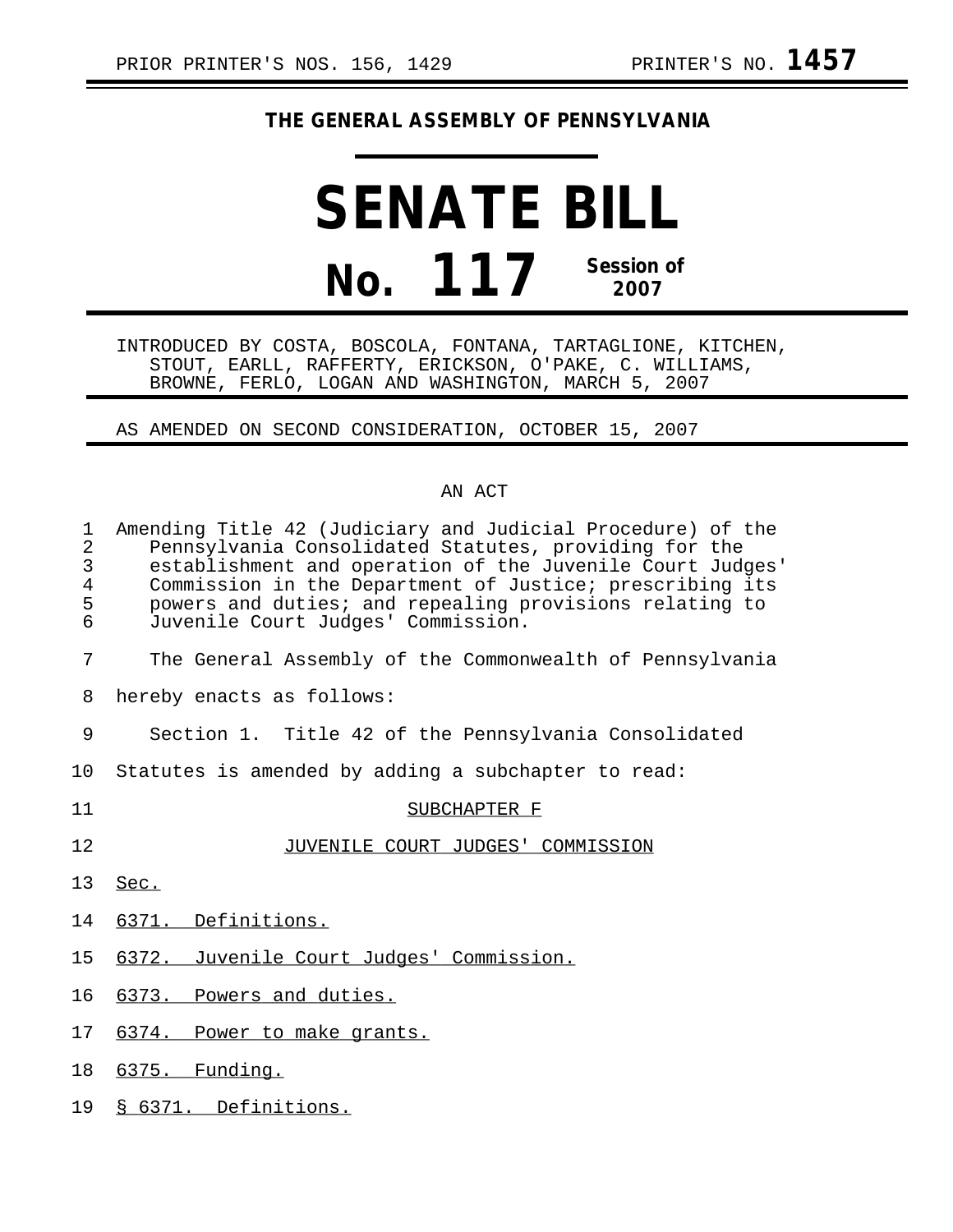PRIOR PRINTER'S NOS. 156, 1429 PRINTER'S NO. **1457**

**THE GENERAL ASSEMBLY OF PENNSYLVANIA**

# SENATE BILL

# No. 117 Session of 2007

INTRODUCED BY COSTA, BOSCOLA, FONTANA, TARTAGLIONE, KITCHEN, STOUT, EARLL, RAFFERTY, ERICKSON, O'PAKE, C. WILLIAMS, BROWNE, FERLO, LOGAN AND WASHINGTON, MARCH 5, 2007

AS AMENDED ON SECOND CONSIDERATION, OCTOBER 15, 2007

AN ACT

Amending Title 42 (Judiciary and Judicial Procedure) of the Pennsylvania Consolidated Statutes, providing for the establishment and operation of the Juvenile Court Judges' Commission in the Department of Justice; prescribing its powers and duties; and repealing provisions relating to Juvenile Court Judges' Commission.

The General Assembly of the Commonwealth of Pennsylvania hereby enacts as follows:

Section 1. Title 42 of the Pennsylvania Consolidated Statutes is amended by adding a subchapter to read:

SUBCHAPTER F

JUVENILE COURT JUDGES' COMMISSION

Sec.

6371. Definitions.

6372. Juvenile Court Judges' Commission.

6373. Powers and duties.

6374. Power to make grants.

6375. Funding.

§ 6371. Definitions.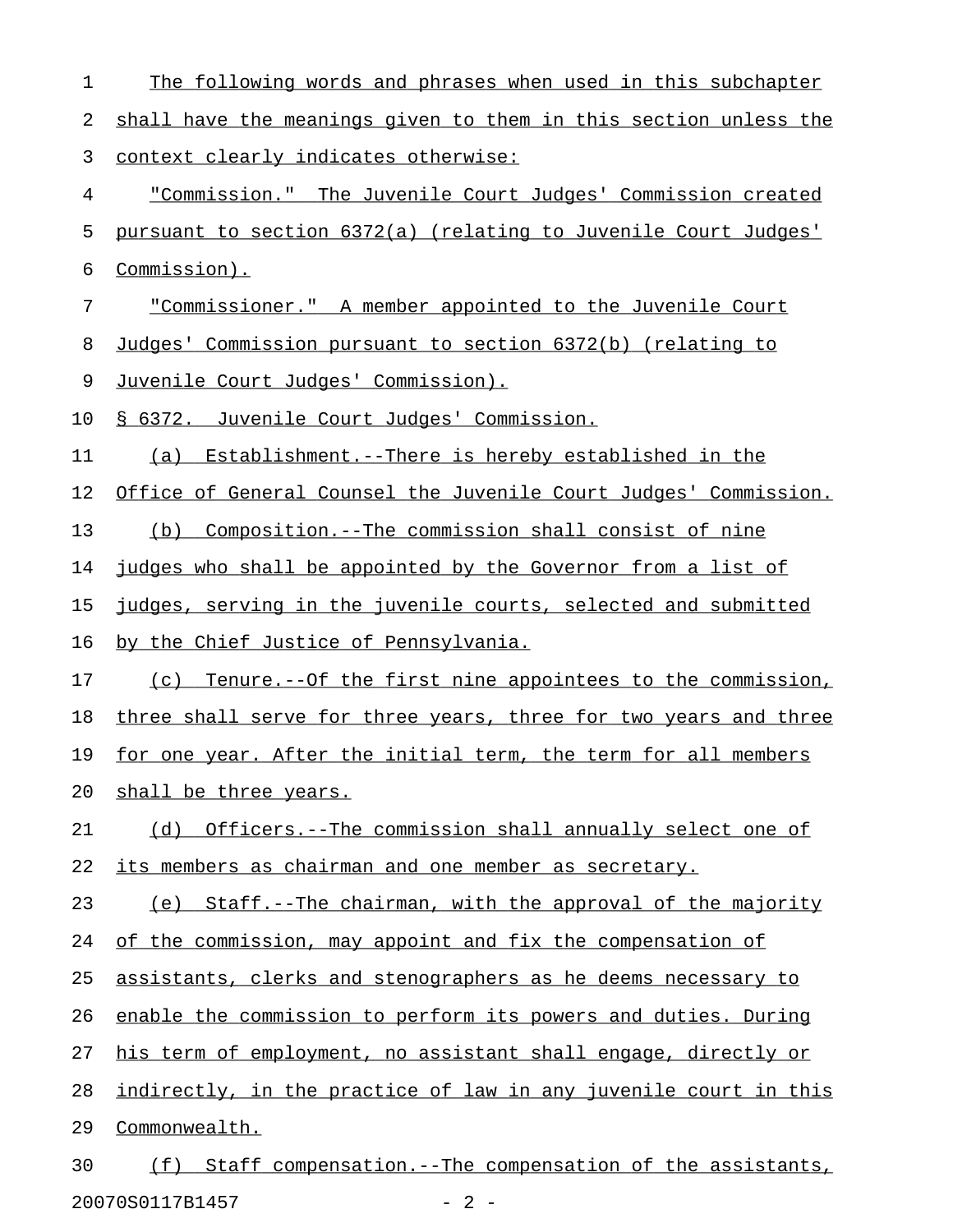The following words and phrases when used in this subchapter shall have the meanings given to them in this section unless the context clearly indicates otherwise:

"Commission." The Juvenile Court Judges' Commission created pursuant to section 6372(a) (relating to Juvenile Court Judges' Commission).

"Commissioner." A member appointed to the Juvenile Court Judges' Commission pursuant to section 6372(b) (relating to Juvenile Court Judges' Commission).

§ 6372. Juvenile Court Judges' Commission.

(a) Establishment.--There is hereby established in the Office of General Counsel the Juvenile Court Judges' Commission.

(b) Composition.--The commission shall consist of nine judges who shall be appointed by the Governor from a list of judges, serving in the juvenile courts, selected and submitted by the Chief Justice of Pennsylvania.

(c) Tenure.--Of the first nine appointees to the commission, three shall serve for three years, three for two years and three for one year. After the initial term, the term for all members shall be three years.

(d) Officers.--The commission shall annually select one of its members as chairman and one member as secretary.

(e) Staff.--The chairman, with the approval of the majority of the commission, may appoint and fix the compensation of assistants, clerks and stenographers as he deems necessary to enable the commission to perform its powers and duties. During his term of employment, no assistant shall engage, directly or indirectly, in the practice of law in any juvenile court in this Commonwealth.

(f) Staff compensation.--The compensation of the assistants,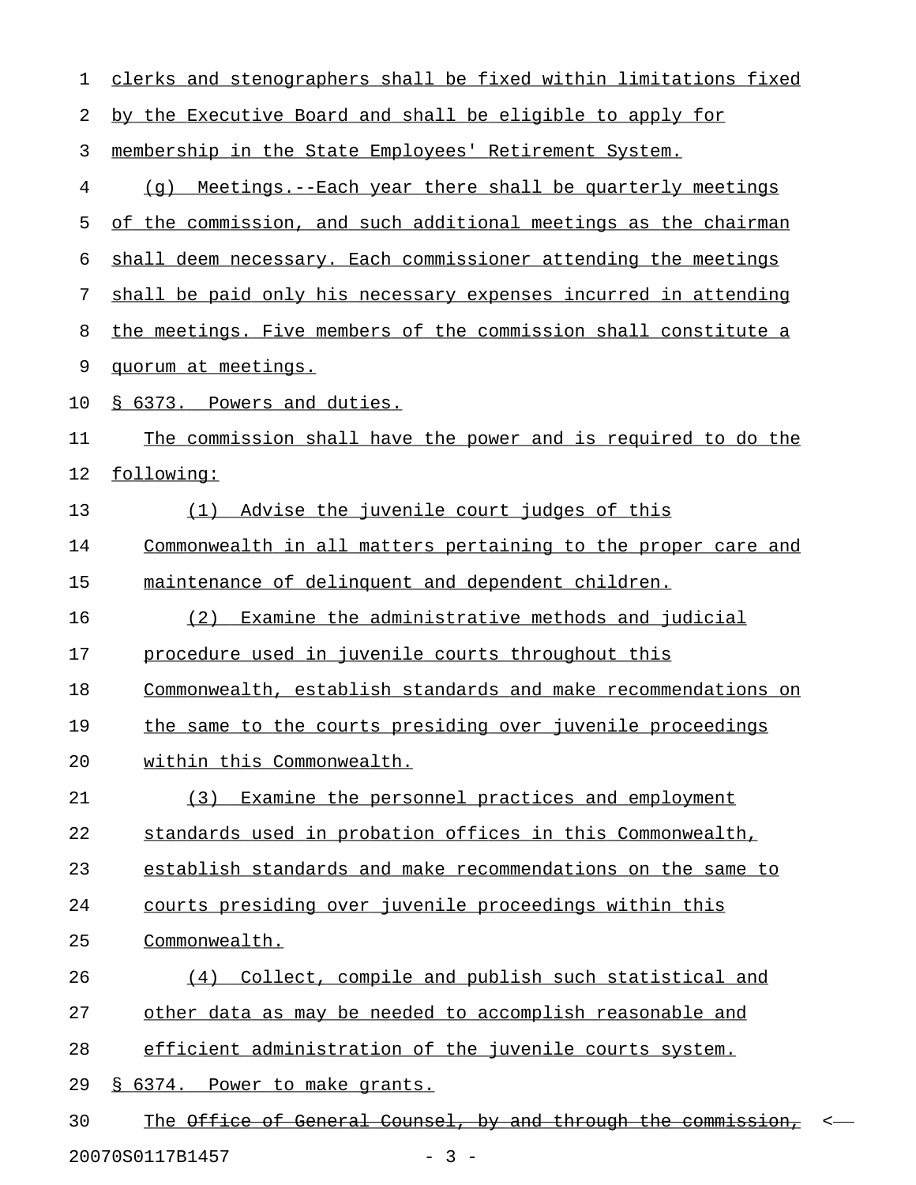clerks and stenographers shall be fixed within limitations fixed by the Executive Board and shall be eligible to apply for membership in the State Employees' Retirement System.

(g) Meetings.--Each year there shall be quarterly meetings of the commission, and such additional meetings as the chairman shall deem necessary. Each commissioner attending the meetings shall be paid only his necessary expenses incurred in attending the meetings. Five members of the commission shall constitute a quorum at meetings.

§ 6373. Powers and duties.

The commission shall have the power and is required to do the following:

(1) Advise the juvenile court judges of this Commonwealth in all matters pertaining to the proper care and maintenance of delinquent and dependent children.

(2) Examine the administrative methods and judicial procedure used in juvenile courts throughout this Commonwealth, establish standards and make recommendations on the same to the courts presiding over juvenile proceedings within this Commonwealth.

(3) Examine the personnel practices and employment standards used in probation offices in this Commonwealth, establish standards and make recommendations on the same to courts presiding over juvenile proceedings within this Commonwealth.

(4) Collect, compile and publish such statistical and other data as may be needed to accomplish reasonable and efficient administration of the juvenile courts system.

§ 6374. Power to make grants.

The ~~Office of General Counsel, by and through the commission,~~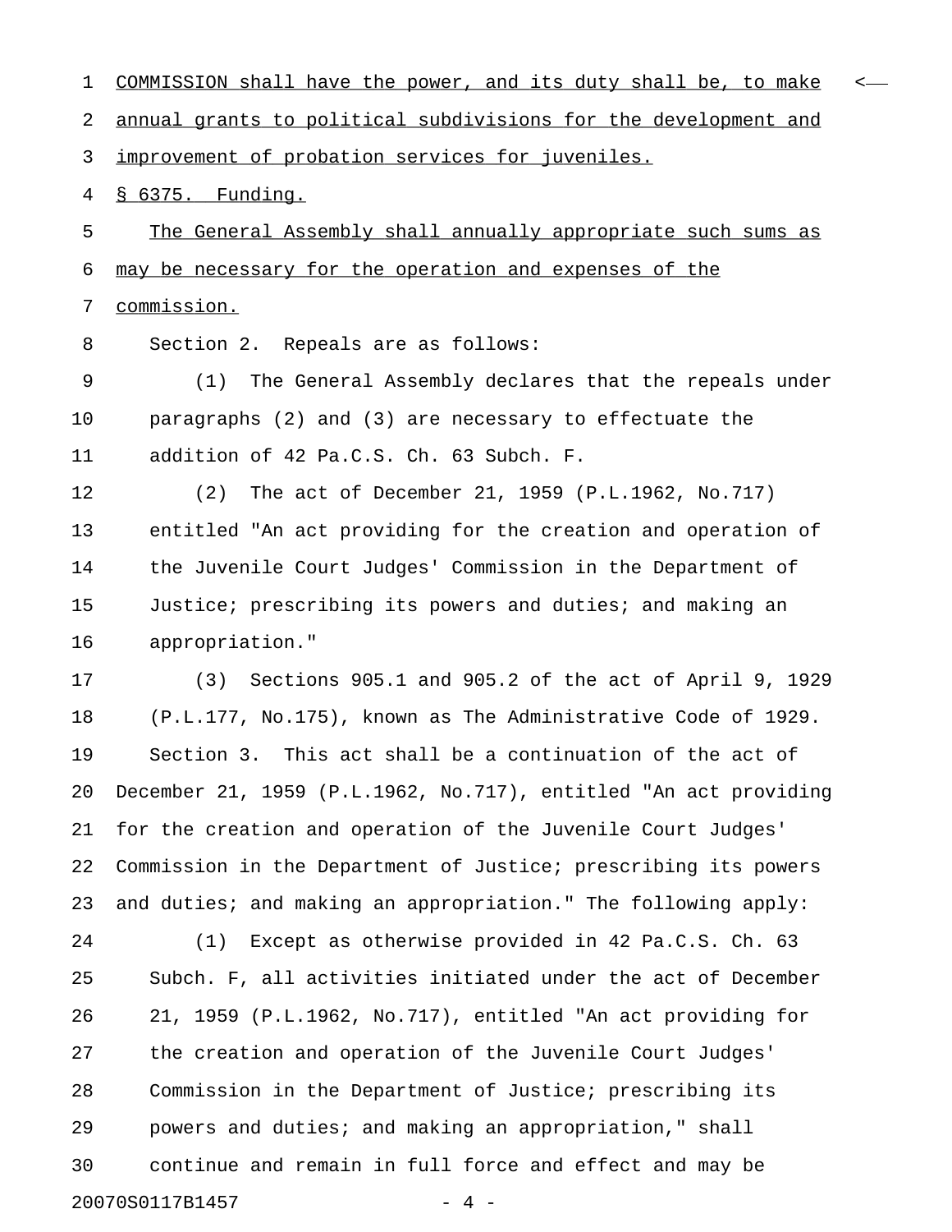COMMISSION shall have the power, and its duty shall be, to make annual grants to political subdivisions for the development and improvement of probation services for juveniles.

§ 6375. Funding.

The General Assembly shall annually appropriate such sums as may be necessary for the operation and expenses of the commission.

Section 2. Repeals are as follows:

(1) The General Assembly declares that the repeals under paragraphs (2) and (3) are necessary to effectuate the addition of 42 Pa.C.S. Ch. 63 Subch. F.

(2) The act of December 21, 1959 (P.L.1962, No.717) entitled "An act providing for the creation and operation of the Juvenile Court Judges' Commission in the Department of Justice; prescribing its powers and duties; and making an appropriation."

(3) Sections 905.1 and 905.2 of the act of April 9, 1929 (P.L.177, No.175), known as The Administrative Code of 1929.

Section 3. This act shall be a continuation of the act of December 21, 1959 (P.L.1962, No.717), entitled "An act providing for the creation and operation of the Juvenile Court Judges' Commission in the Department of Justice; prescribing its powers and duties; and making an appropriation." The following apply:

(1) Except as otherwise provided in 42 Pa.C.S. Ch. 63 Subch. F, all activities initiated under the act of December 21, 1959 (P.L.1962, No.717), entitled "An act providing for the creation and operation of the Juvenile Court Judges' Commission in the Department of Justice; prescribing its powers and duties; and making an appropriation," shall continue and remain in full force and effect and may be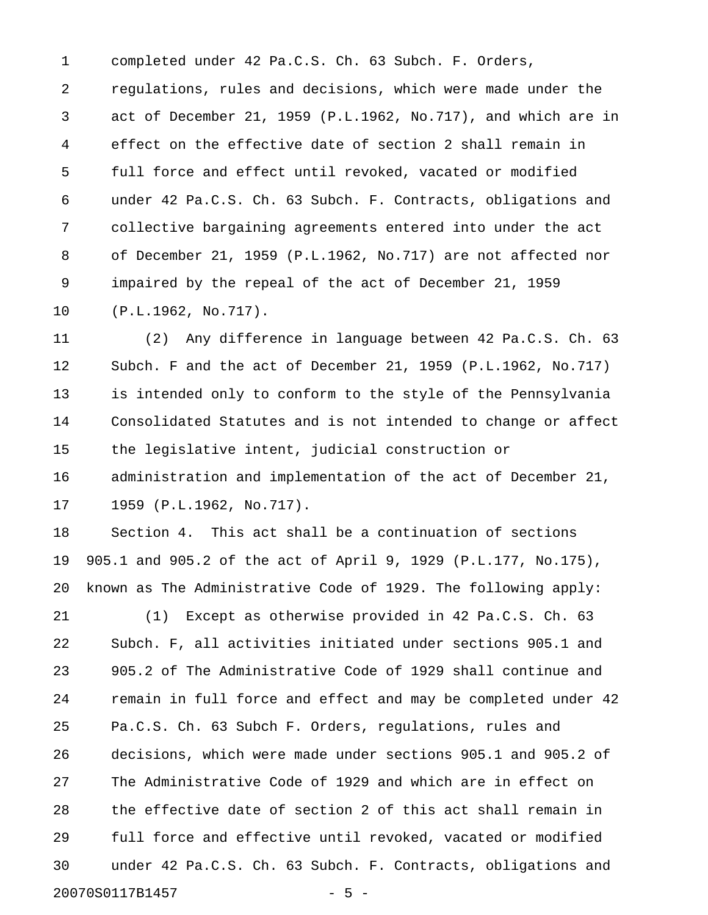completed under 42 Pa.C.S. Ch. 63 Subch. F. Orders, regulations, rules and decisions, which were made under the act of December 21, 1959 (P.L.1962, No.717), and which are in effect on the effective date of section 2 shall remain in full force and effect until revoked, vacated or modified under 42 Pa.C.S. Ch. 63 Subch. F. Contracts, obligations and collective bargaining agreements entered into under the act of December 21, 1959 (P.L.1962, No.717) are not affected nor impaired by the repeal of the act of December 21, 1959 (P.L.1962, No.717).

(2) Any difference in language between 42 Pa.C.S. Ch. 63 Subch. F and the act of December 21, 1959 (P.L.1962, No.717) is intended only to conform to the style of the Pennsylvania Consolidated Statutes and is not intended to change or affect the legislative intent, judicial construction or administration and implementation of the act of December 21, 1959 (P.L.1962, No.717).

Section 4. This act shall be a continuation of sections 905.1 and 905.2 of the act of April 9, 1929 (P.L.177, No.175), known as The Administrative Code of 1929. The following apply:

(1) Except as otherwise provided in 42 Pa.C.S. Ch. 63 Subch. F, all activities initiated under sections 905.1 and 905.2 of The Administrative Code of 1929 shall continue and remain in full force and effect and may be completed under 42 Pa.C.S. Ch. 63 Subch F. Orders, regulations, rules and decisions, which were made under sections 905.1 and 905.2 of The Administrative Code of 1929 and which are in effect on the effective date of section 2 of this act shall remain in full force and effective until revoked, vacated or modified under 42 Pa.C.S. Ch. 63 Subch. F. Contracts, obligations and

20070S0117B1457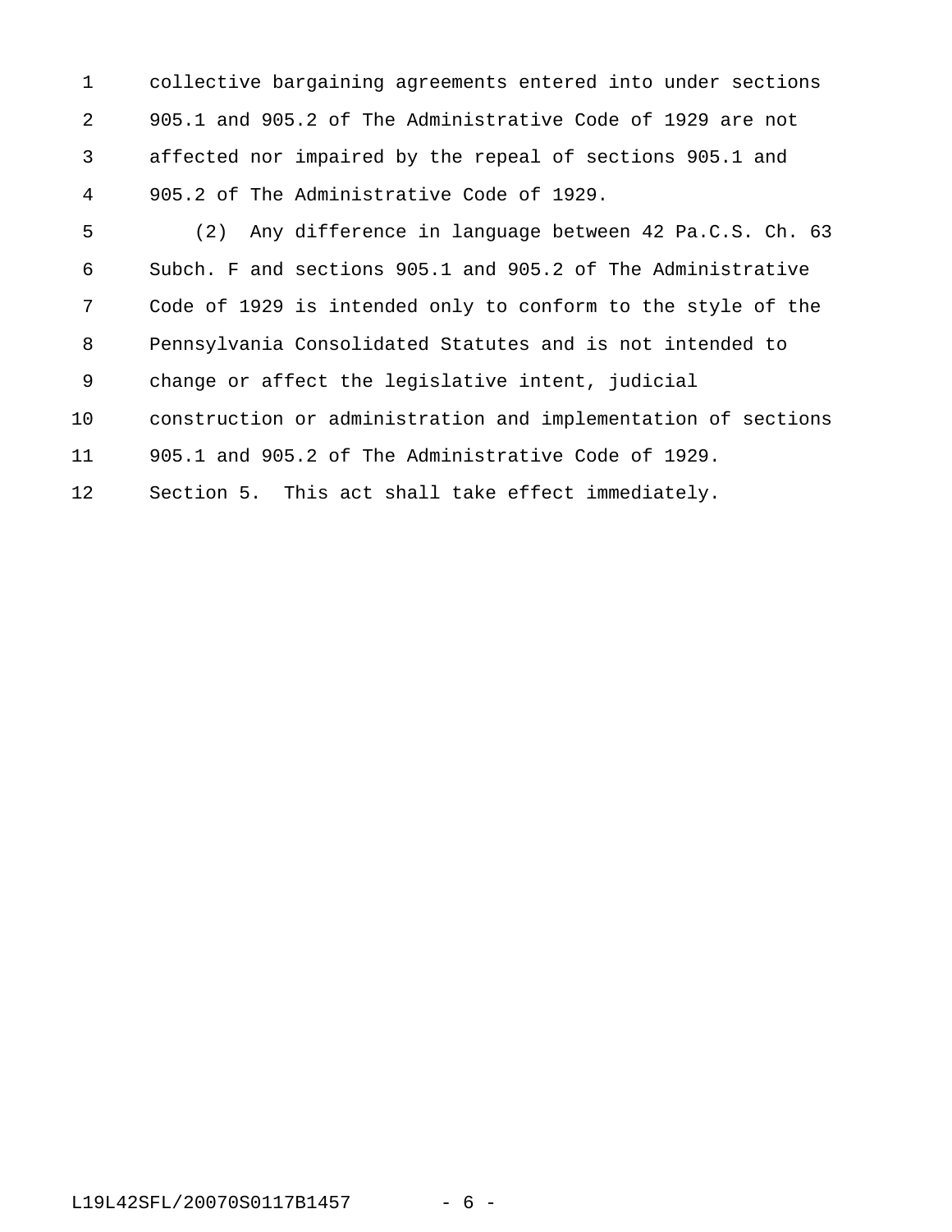collective bargaining agreements entered into under sections 905.1 and 905.2 of The Administrative Code of 1929 are not affected nor impaired by the repeal of sections 905.1 and 905.2 of The Administrative Code of 1929.

(2) Any difference in language between 42 Pa.C.S. Ch. 63 Subch. F and sections 905.1 and 905.2 of The Administrative Code of 1929 is intended only to conform to the style of the Pennsylvania Consolidated Statutes and is not intended to change or affect the legislative intent, judicial construction or administration and implementation of sections 905.1 and 905.2 of The Administrative Code of 1929.

Section 5. This act shall take effect immediately.